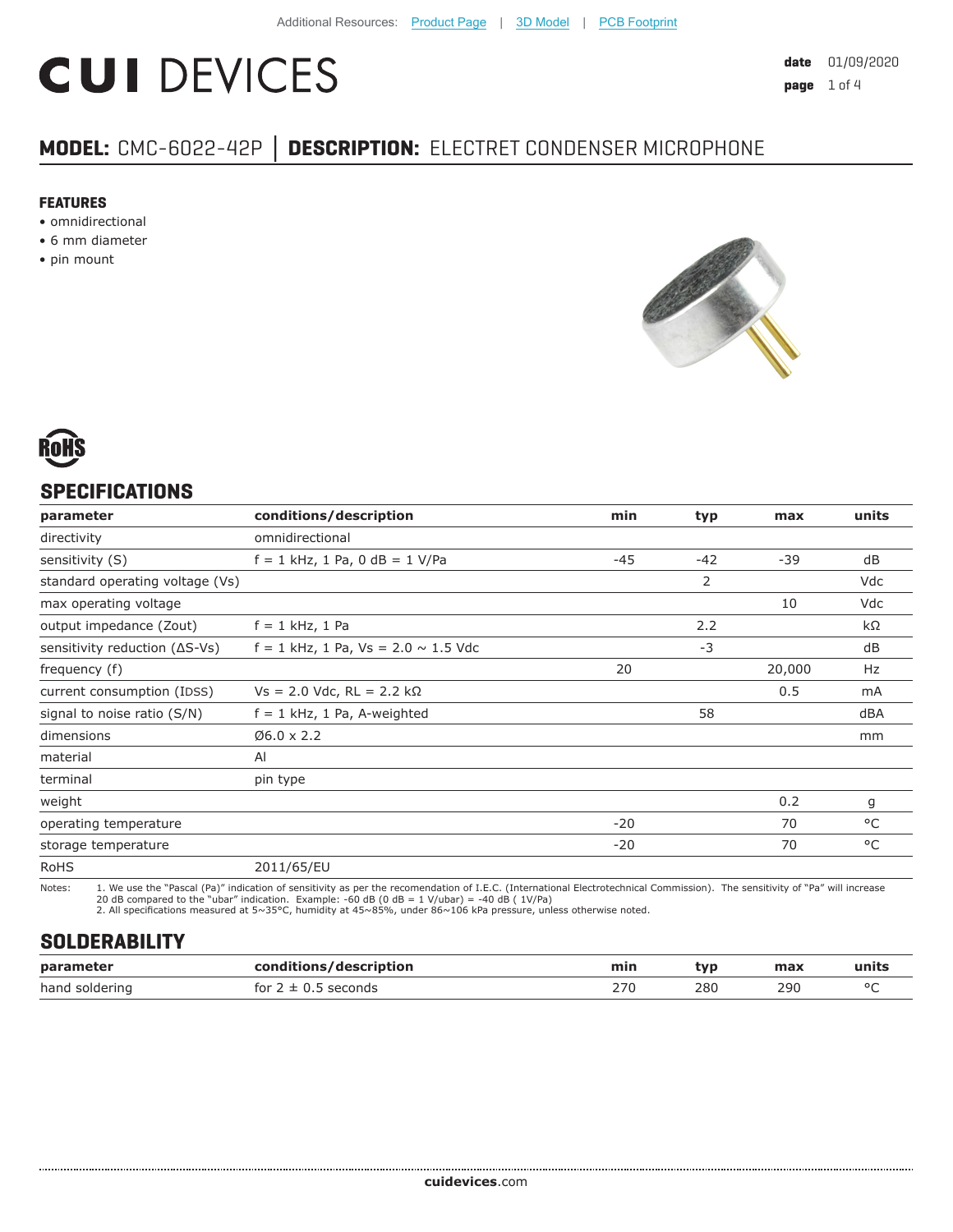Additional Resources: Product Page | 3D Model | PCB Footprint

# CUI DEVICES

**date** 01/09/2020

## MODEL: CMC-6022-42P | DESCRIPTION: ELECTRET CONDENSER MICROPHONE

### FEATURES

- omnidirectional
- 6 mm diameter
- pin mount

RoHS

## SPECIFICATIONS

| parameter | conditions/description | min | typ | max | units |
|---|---|---|---|---|---|
| directivity | omnidirectional | | | | |
| sensitivity (S) | f = 1 kHz, 1 Pa, 0 dB = 1 V/Pa | -45 | -42 | -39 | dB |
| standard operating voltage (Vs) | | | 2 | | Vdc |
| max operating voltage | | | | 10 | Vdc |
| output impedance (Zout) | f = 1 kHz, 1 Pa | | 2.2 | | kΩ |
| sensitivity reduction (ΔS-Vs) | f = 1 kHz, 1 Pa, Vs = 2.0 ~ 1.5 Vdc | | -3 | | dB |
| frequency (f) | | 20 | | 20,000 | Hz |
| current consumption (IDSS) | Vs = 2.0 Vdc, RL = 2.2 kΩ | | | 0.5 | mA |
| signal to noise ratio (S/N) | f = 1 kHz, 1 Pa, A-weighted | | 58 | | dBA |
| dimensions | Ø6.0 x 2.2 | | | | mm |
| material | Al | | | | |
| terminal | pin type | | | | |
| weight | | | | 0.2 | g |
| operating temperature | | -20 | | 70 | °C |
| storage temperature | | -20 | | 70 | °C |
| RoHS | 2011/65/EU | | | | |

Notes:
1. We use the "Pascal (Pa)" indication of sensitivity as per the recomendation of I.E.C. (International Electrotechnical Commission). The sensitivity of "Pa" will increase 20 dB compared to the "ubar" indication. Example: -60 dB (0 dB = 1 V/ubar) = -40 dB ( 1V/Pa)
2. All specifications measured at 5~35°C, humidity at 45~85%, under 86~106 kPa pressure, unless otherwise noted.

## SOLDERABILITY

| parameter | conditions/description | min | typ | max | units |
|---|---|---|---|---|---|
| hand soldering | for 2 ± 0.5 seconds | 270 | 280 | 290 | °C |

**cuidevices**.com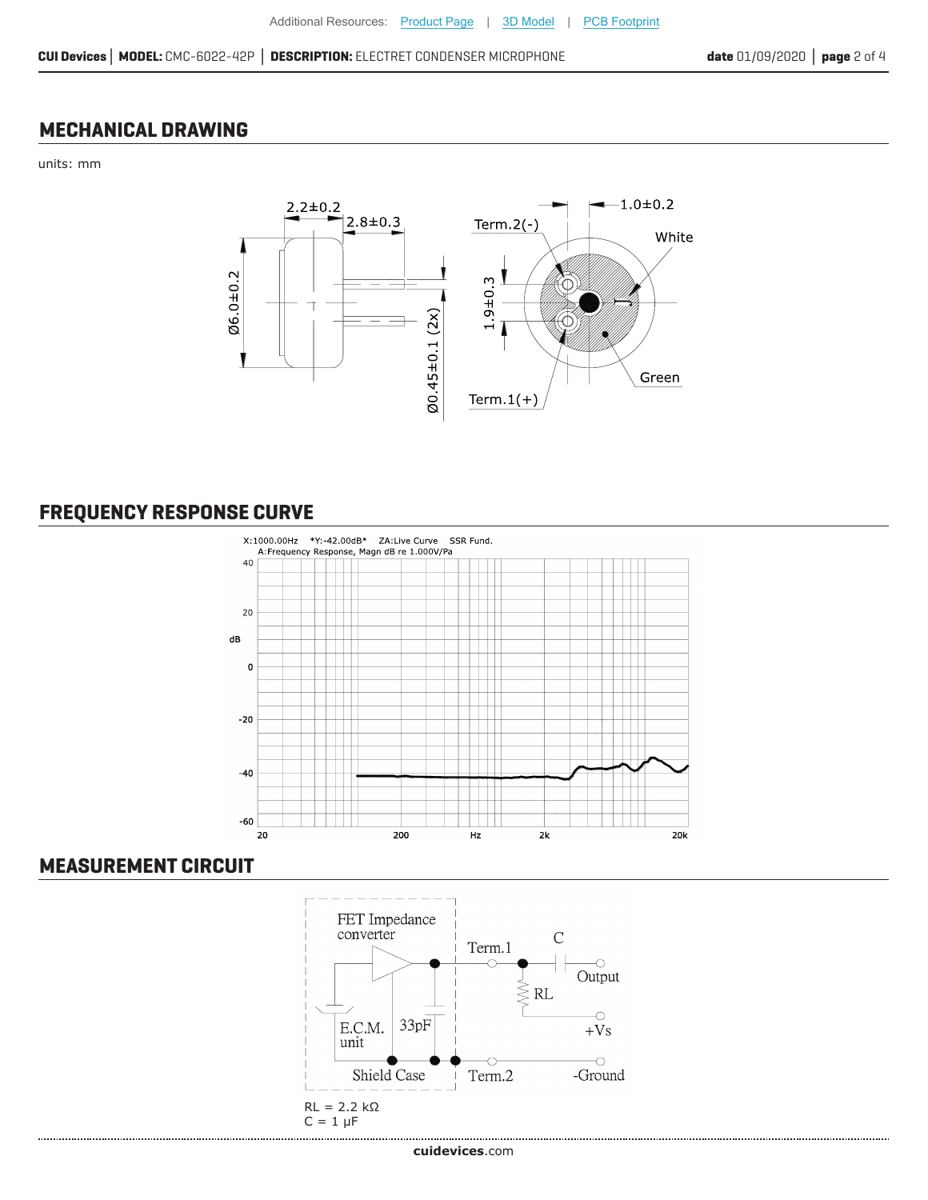## MECHANICAL DRAWING

units: mm

## FREQUENCY RESPONSE CURVE

## MEASUREMENT CIRCUIT

RL = 2.2 kΩ
C = 1 μF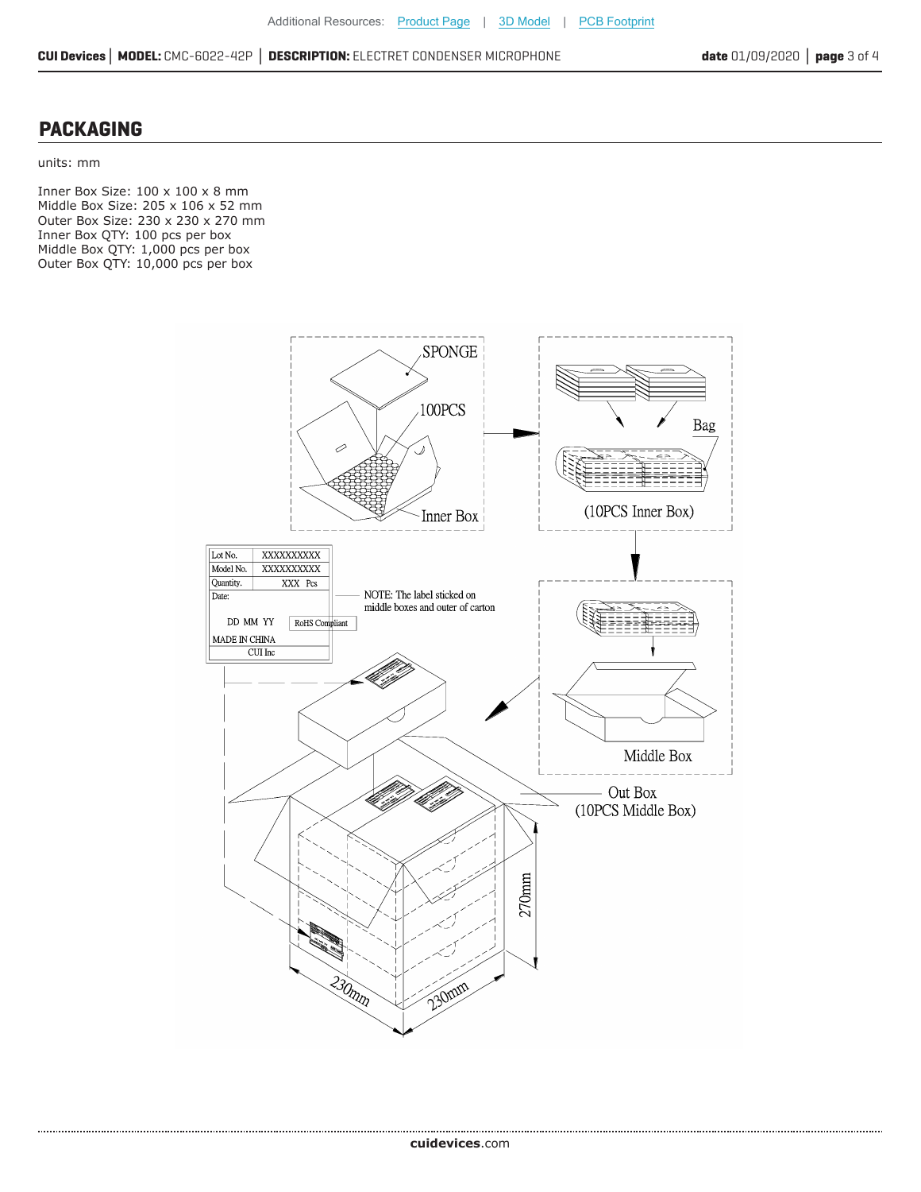## PACKAGING

units: mm

Inner Box Size: 100 x 100 x 8 mm
Middle Box Size: 205 x 106 x 52 mm
Outer Box Size: 230 x 230 x 270 mm
Inner Box QTY: 100 pcs per box
Middle Box QTY: 1,000 pcs per box
Outer Box QTY: 10,000 pcs per box

SPONGE

100PCS

Inner Box

Bag

(10PCS Inner Box)

| Lot No. | XXXXXXXXXX |
|---|---|
| Model No. | XXXXXXXXXX |
| Quantity. | XXX Pcs |
| Date: | |
| DD MM YY | RoHS Compliant |
| MADE IN CHINA | |
| CUI Inc | |

NOTE: The label sticked on middle boxes and outer of carton

Middle Box

Out Box
(10PCS Middle Box)

270mm

230mm

230mm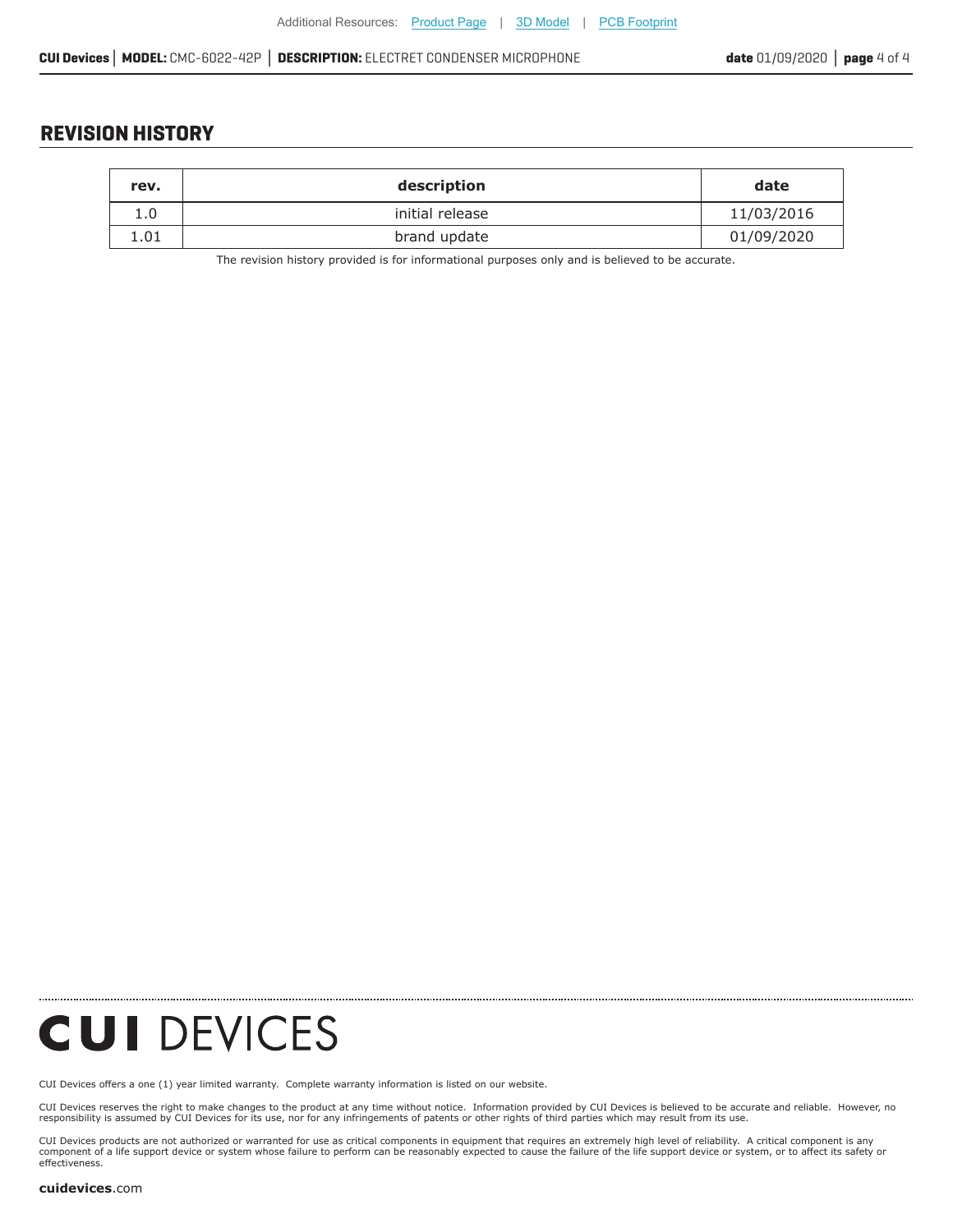## REVISION HISTORY

| rev. | description | date |
| --- | --- | --- |
| 1.0 | initial release | 11/03/2016 |
| 1.01 | brand update | 01/09/2020 |

The revision history provided is for informational purposes only and is believed to be accurate.

CUI DEVICES

CUI Devices offers a one (1) year limited warranty. Complete warranty information is listed on our website.

CUI Devices reserves the right to make changes to the product at any time without notice. Information provided by CUI Devices is believed to be accurate and reliable. However, no responsibility is assumed by CUI Devices for its use, nor for any infringements of patents or other rights of third parties which may result from its use.

CUI Devices products are not authorized or warranted for use as critical components in equipment that requires an extremely high level of reliability. A critical component is any component of a life support device or system whose failure to perform can be reasonably expected to cause the failure of the life support device or system, or to affect its safety or effectiveness.

**cuidevices**.com